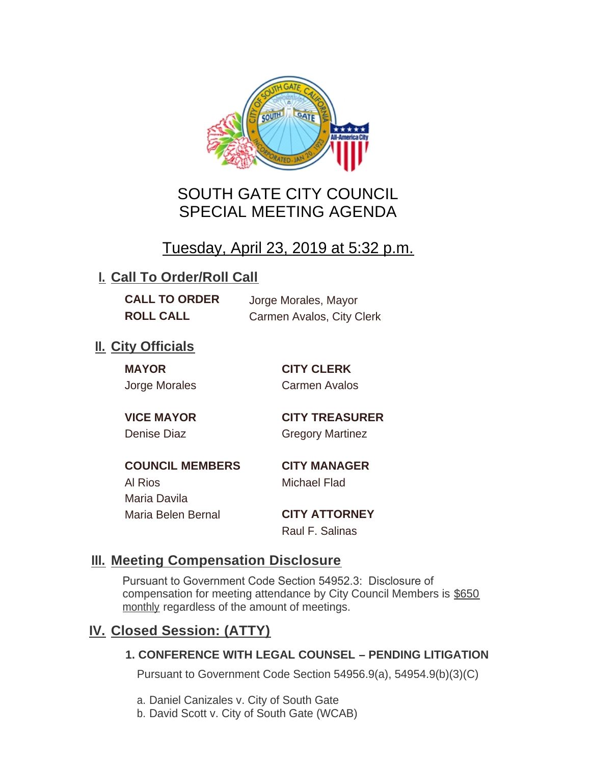# SOUTH GATE CITY COUNCIL
# SPECIAL MEETING AGENDA

## Tuesday, April 23, 2019 at 5:32 p.m.

## I. Call To Order/Roll Call

**CALL TO ORDER** Jorge Morales, Mayor
**ROLL CALL** Carmen Avalos, City Clerk

## II. City Officials

**MAYOR**
Jorge Morales

**VICE MAYOR**
Denise Diaz

**COUNCIL MEMBERS**
Al Rios
Maria Davila
Maria Belen Bernal

**CITY CLERK**
Carmen Avalos

**CITY TREASURER**
Gregory Martinez

**CITY MANAGER**
Michael Flad

**CITY ATTORNEY**
Raul F. Salinas

## III. Meeting Compensation Disclosure

Pursuant to Government Code Section 54952.3: Disclosure of compensation for meeting attendance by City Council Members is $650 monthly regardless of the amount of meetings.

## IV. Closed Session: (ATTY)

### 1. CONFERENCE WITH LEGAL COUNSEL – PENDING LITIGATION

Pursuant to Government Code Section 54956.9(a), 54954.9(b)(3)(C)

a. Daniel Canizales v. City of South Gate
b. David Scott v. City of South Gate (WCAB)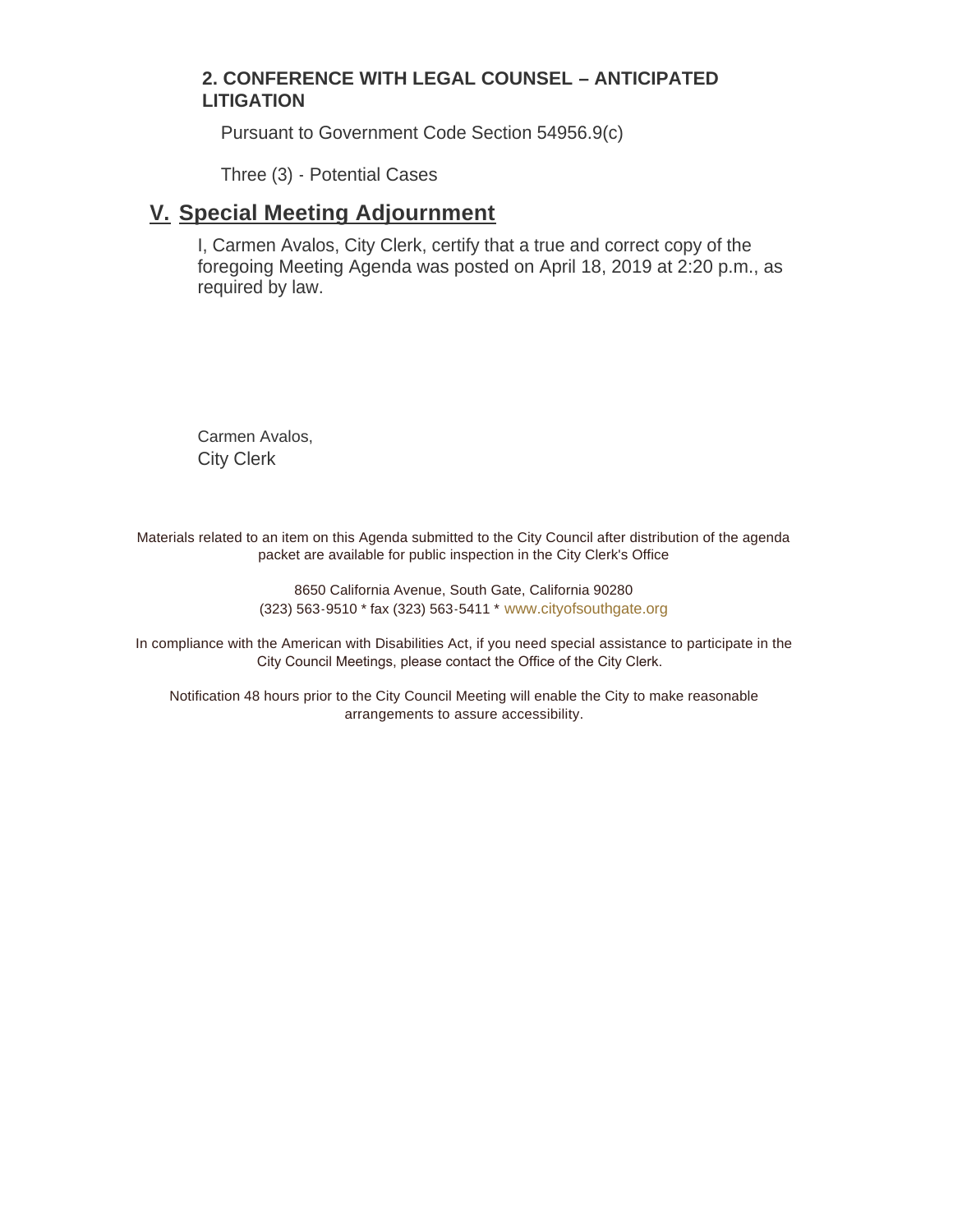### 2. CONFERENCE WITH LEGAL COUNSEL – ANTICIPATED LITIGATION

Pursuant to Government Code Section 54956.9(c)

Three (3) - Potential Cases

## V. Special Meeting Adjournment

I, Carmen Avalos, City Clerk, certify that a true and correct copy of the foregoing Meeting Agenda was posted on April 18, 2019 at 2:20 p.m., as required by law.

Carmen Avalos,
City Clerk

Materials related to an item on this Agenda submitted to the City Council after distribution of the agenda packet are available for public inspection in the City Clerk's Office

8650 California Avenue, South Gate, California 90280
(323) 563-9510 * fax (323) 563-5411 * www.cityofsouthgate.org

In compliance with the American with Disabilities Act, if you need special assistance to participate in the City Council Meetings, please contact the Office of the City Clerk.

Notification 48 hours prior to the City Council Meeting will enable the City to make reasonable arrangements to assure accessibility.